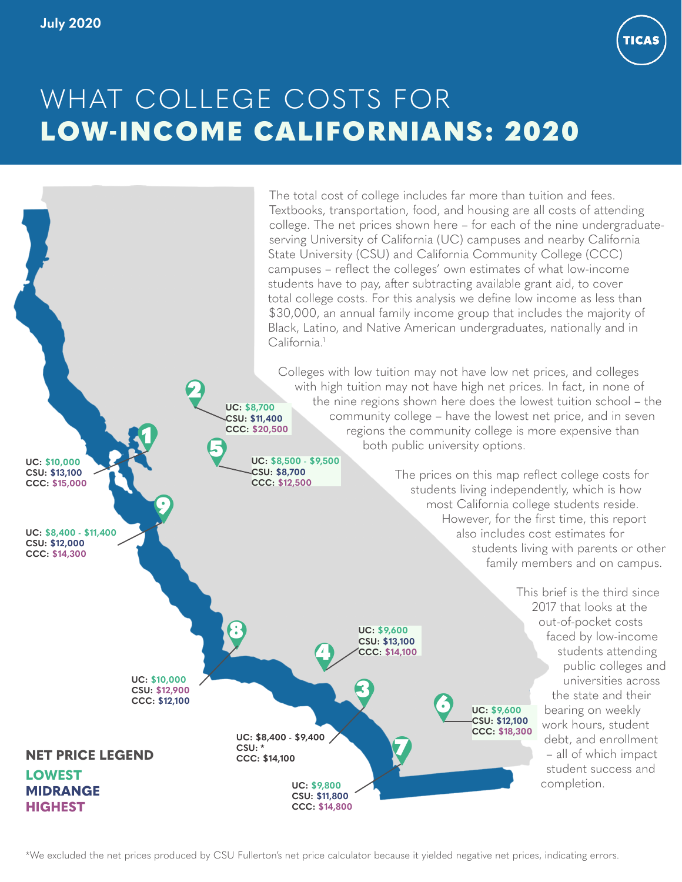July 2020

TICAS

# WHAT COLLEGE COSTS FOR **LOW-INCOME CALIFORNIANS: 2020**

The total cost of college includes far more than tuition and fees. Textbooks, transportation, food, and housing are all costs of attending college. The net prices shown here – for each of the nine undergraduate-serving University of California (UC) campuses and nearby California State University (CSU) and California Community College (CCC) campuses – reflect the colleges' own estimates of what low-income students have to pay, after subtracting available grant aid, to cover total college costs. For this analysis we define low income as less than $30,000, an annual family income group that includes the majority of Black, Latino, and Native American undergraduates, nationally and in California.[1]

Colleges with low tuition may not have low net prices, and colleges with high tuition may not have high net prices. In fact, in none of the nine regions shown here does the lowest tuition school – the community college – have the lowest net price, and in seven regions the community college is more expensive than both public university options.

The prices on this map reflect college costs for students living independently, which is how most California college students reside. However, for the first time, this report also includes cost estimates for students living with parents or other family members and on campus.

This brief is the third since 2017 that looks at the out-of-pocket costs faced by low-income students attending public colleges and universities across the state and their bearing on weekly work hours, student debt, and enrollment – all of which impact student success and completion.

| Region | UC | CSU | CCC |
|---|---|---|---|
| 1 | $10,000 | $13,100 | $15,000 |
| 2 | $8,700 | $11,400 | $20,500 |
| 3 | $8,400 - $9,400 | * | $14,100 |
| 4 | $9,600 | $13,100 | $14,100 |
| 5 | $8,500 - $9,500 | $8,700 | $12,500 |
| 6 | $9,600 | $12,100 | $18,300 |
| 7 | $9,800 | $11,800 | $14,800 |
| 8 | $10,000 | $12,900 | $12,100 |
| 9 | $8,400 - $11,400 | $12,000 | $14,300 |

**NET PRICE LEGEND**

**LOWEST**
**MIDRANGE**
**HIGHEST**

*We excluded the net prices produced by CSU Fullerton's net price calculator because it yielded negative net prices, indicating errors.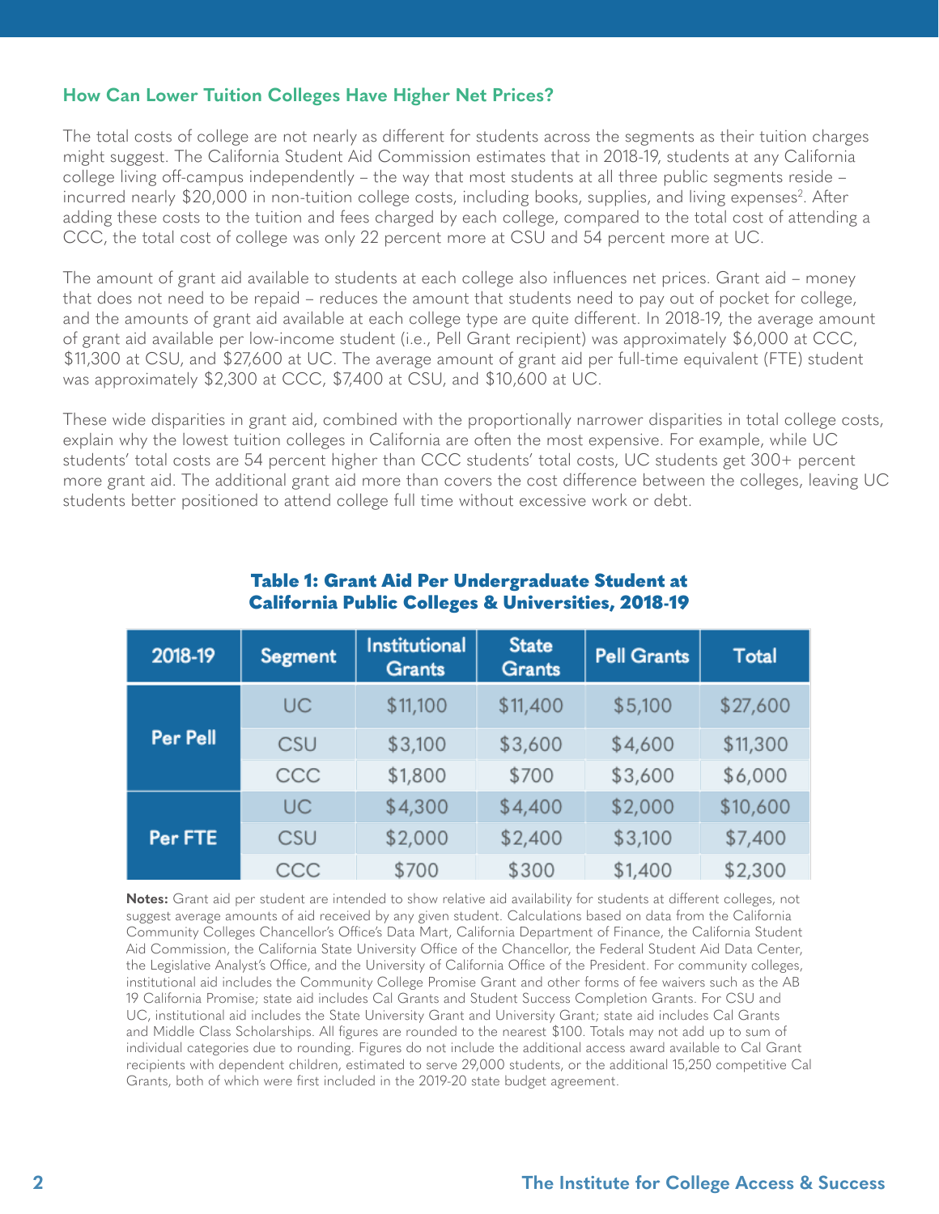### How Can Lower Tuition Colleges Have Higher Net Prices?

The total costs of college are not nearly as different for students across the segments as their tuition charges might suggest. The California Student Aid Commission estimates that in 2018-19, students at any California college living off-campus independently – the way that most students at all three public segments reside – incurred nearly $20,000 in non-tuition college costs, including books, supplies, and living expenses[2]. After adding these costs to the tuition and fees charged by each college, compared to the total cost of attending a CCC, the total cost of college was only 22 percent more at CSU and 54 percent more at UC.

The amount of grant aid available to students at each college also influences net prices. Grant aid – money that does not need to be repaid – reduces the amount that students need to pay out of pocket for college, and the amounts of grant aid available at each college type are quite different. In 2018-19, the average amount of grant aid available per low-income student (i.e., Pell Grant recipient) was approximately $6,000 at CCC, $11,300 at CSU, and $27,600 at UC. The average amount of grant aid per full-time equivalent (FTE) student was approximately $2,300 at CCC, $7,400 at CSU, and $10,600 at UC.

These wide disparities in grant aid, combined with the proportionally narrower disparities in total college costs, explain why the lowest tuition colleges in California are often the most expensive. For example, while UC students' total costs are 54 percent higher than CCC students' total costs, UC students get 300+ percent more grant aid. The additional grant aid more than covers the cost difference between the colleges, leaving UC students better positioned to attend college full time without excessive work or debt.

**Table 1: Grant Aid Per Undergraduate Student at California Public Colleges & Universities, 2018-19**

| 2018-19 | Segment | Institutional Grants | State Grants | Pell Grants | Total |
|---|---|---|---|---|---|
| Per Pell | UC | $11,100 | $11,400 | $5,100 | $27,600 |
| | CSU | $3,100 | $3,600 | $4,600 | $11,300 |
| | CCC | $1,800 | $700 | $3,600 | $6,000 |
| Per FTE | UC | $4,300 | $4,400 | $2,000 | $10,600 |
| | CSU | $2,000 | $2,400 | $3,100 | $7,400 |
| | CCC | $700 | $300 | $1,400 | $2,300 |

**Notes:** Grant aid per student are intended to show relative aid availability for students at different colleges, not suggest average amounts of aid received by any given student. Calculations based on data from the California Community Colleges Chancellor's Office's Data Mart, California Department of Finance, the California Student Aid Commission, the California State University Office of the Chancellor, the Federal Student Aid Data Center, the Legislative Analyst's Office, and the University of California Office of the President. For community colleges, institutional aid includes the Community College Promise Grant and other forms of fee waivers such as the AB 19 California Promise; state aid includes Cal Grants and Student Success Completion Grants. For CSU and UC, institutional aid includes the State University Grant and University Grant; state aid includes Cal Grants and Middle Class Scholarships. All figures are rounded to the nearest $100. Totals may not add up to sum of individual categories due to rounding. Figures do not include the additional access award available to Cal Grant recipients with dependent children, estimated to serve 29,000 students, or the additional 15,250 competitive Cal Grants, both of which were first included in the 2019-20 state budget agreement.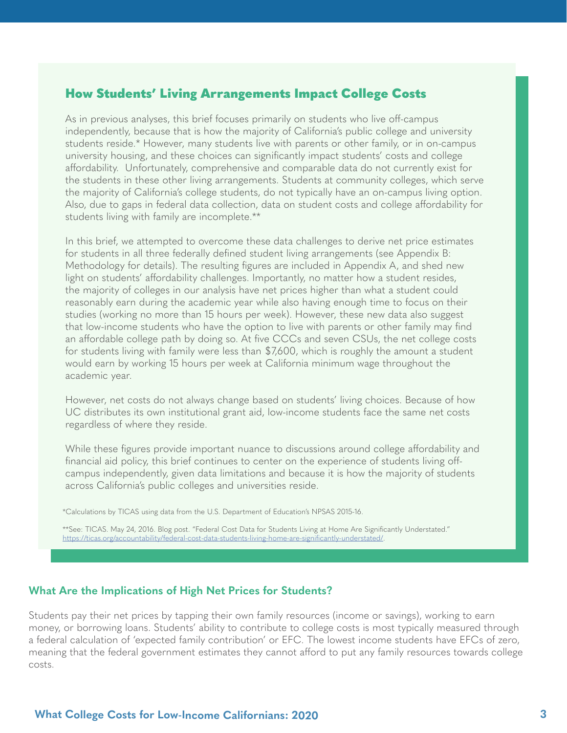## How Students' Living Arrangements Impact College Costs

As in previous analyses, this brief focuses primarily on students who live off-campus independently, because that is how the majority of California's public college and university students reside.* However, many students live with parents or other family, or in on-campus university housing, and these choices can significantly impact students' costs and college affordability. Unfortunately, comprehensive and comparable data do not currently exist for the students in these other living arrangements. Students at community colleges, which serve the majority of California's college students, do not typically have an on-campus living option. Also, due to gaps in federal data collection, data on student costs and college affordability for students living with family are incomplete.**

In this brief, we attempted to overcome these data challenges to derive net price estimates for students in all three federally defined student living arrangements (see Appendix B: Methodology for details). The resulting figures are included in Appendix A, and shed new light on students' affordability challenges. Importantly, no matter how a student resides, the majority of colleges in our analysis have net prices higher than what a student could reasonably earn during the academic year while also having enough time to focus on their studies (working no more than 15 hours per week). However, these new data also suggest that low-income students who have the option to live with parents or other family may find an affordable college path by doing so. At five CCCs and seven CSUs, the net college costs for students living with family were less than $7,600, which is roughly the amount a student would earn by working 15 hours per week at California minimum wage throughout the academic year.

However, net costs do not always change based on students' living choices. Because of how UC distributes its own institutional grant aid, low-income students face the same net costs regardless of where they reside.

While these figures provide important nuance to discussions around college affordability and financial aid policy, this brief continues to center on the experience of students living off-campus independently, given data limitations and because it is how the majority of students across California's public colleges and universities reside.

*Calculations by TICAS using data from the U.S. Department of Education's NPSAS 2015-16.

**See: TICAS. May 24, 2016. Blog post. "Federal Cost Data for Students Living at Home Are Significantly Understated." https://ticas.org/accountability/federal-cost-data-students-living-home-are-significantly-understated/.

### What Are the Implications of High Net Prices for Students?

Students pay their net prices by tapping their own family resources (income or savings), working to earn money, or borrowing loans. Students' ability to contribute to college costs is most typically measured through a federal calculation of 'expected family contribution' or EFC. The lowest income students have EFCs of zero, meaning that the federal government estimates they cannot afford to put any family resources towards college costs.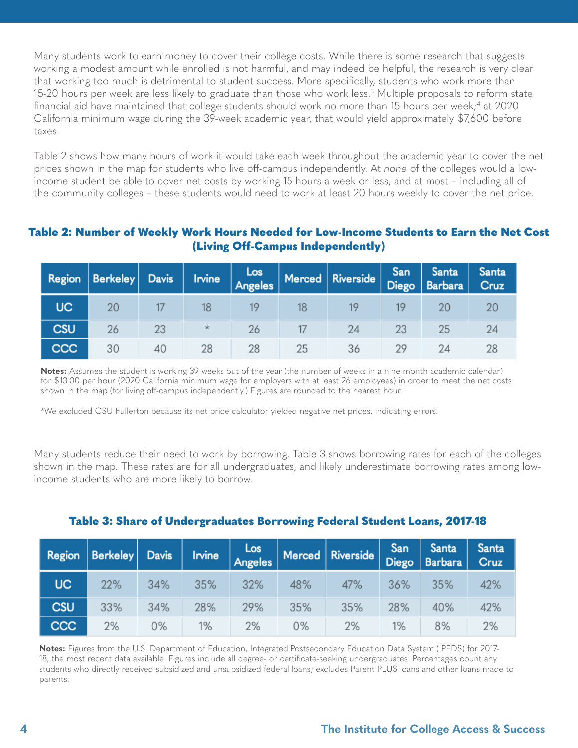Many students work to earn money to cover their college costs. While there is some research that suggests working a modest amount while enrolled is not harmful, and may indeed be helpful, the research is very clear that working too much is detrimental to student success. More specifically, students who work more than 15-20 hours per week are less likely to graduate than those who work less.[3] Multiple proposals to reform state financial aid have maintained that college students should work no more than 15 hours per week;[4] at 2020 California minimum wage during the 39-week academic year, that would yield approximately $7,600 before taxes.

Table 2 shows how many hours of work it would take each week throughout the academic year to cover the net prices shown in the map for students who live off-campus independently. At *none* of the colleges would a low-income student be able to cover net costs by working 15 hours a week or less, and at most – including all of the community colleges – these students would need to work at least 20 hours weekly to cover the net price.

### Table 2: Number of Weekly Work Hours Needed for Low-Income Students to Earn the Net Cost (Living Off-Campus Independently)

| Region | Berkeley | Davis | Irvine | Los Angeles | Merced | Riverside | San Diego | Santa Barbara | Santa Cruz |
|---|---|---|---|---|---|---|---|---|---|
| UC | 20 | 17 | 18 | 19 | 18 | 19 | 19 | 20 | 20 |
| CSU | 26 | 23 | * | 26 | 17 | 24 | 23 | 25 | 24 |
| CCC | 30 | 40 | 28 | 28 | 25 | 36 | 29 | 24 | 28 |

**Notes:** Assumes the student is working 39 weeks out of the year (the number of weeks in a nine month academic calendar) for $13.00 per hour (2020 California minimum wage for employers with at least 26 employees) in order to meet the net costs shown in the map (for living off-campus independently.) Figures are rounded to the nearest hour.

*We excluded CSU Fullerton because its net price calculator yielded negative net prices, indicating errors.

Many students reduce their need to work by borrowing. Table 3 shows borrowing rates for each of the colleges shown in the map. These rates are for all undergraduates, and likely underestimate borrowing rates among low-income students who are more likely to borrow.

### Table 3: Share of Undergraduates Borrowing Federal Student Loans, 2017-18

| Region | Berkeley | Davis | Irvine | Los Angeles | Merced | Riverside | San Diego | Santa Barbara | Santa Cruz |
|---|---|---|---|---|---|---|---|---|---|
| UC | 22% | 34% | 35% | 32% | 48% | 47% | 36% | 35% | 42% |
| CSU | 33% | 34% | 28% | 29% | 35% | 35% | 28% | 40% | 42% |
| CCC | 2% | 0% | 1% | 2% | 0% | 2% | 1% | 8% | 2% |

**Notes:** Figures from the U.S. Department of Education, Integrated Postsecondary Education Data System (IPEDS) for 2017-18, the most recent data available. Figures include all degree- or certificate-seeking undergraduates. Percentages count any students who directly received subsidized and unsubsidized federal loans; excludes Parent PLUS loans and other loans made to parents.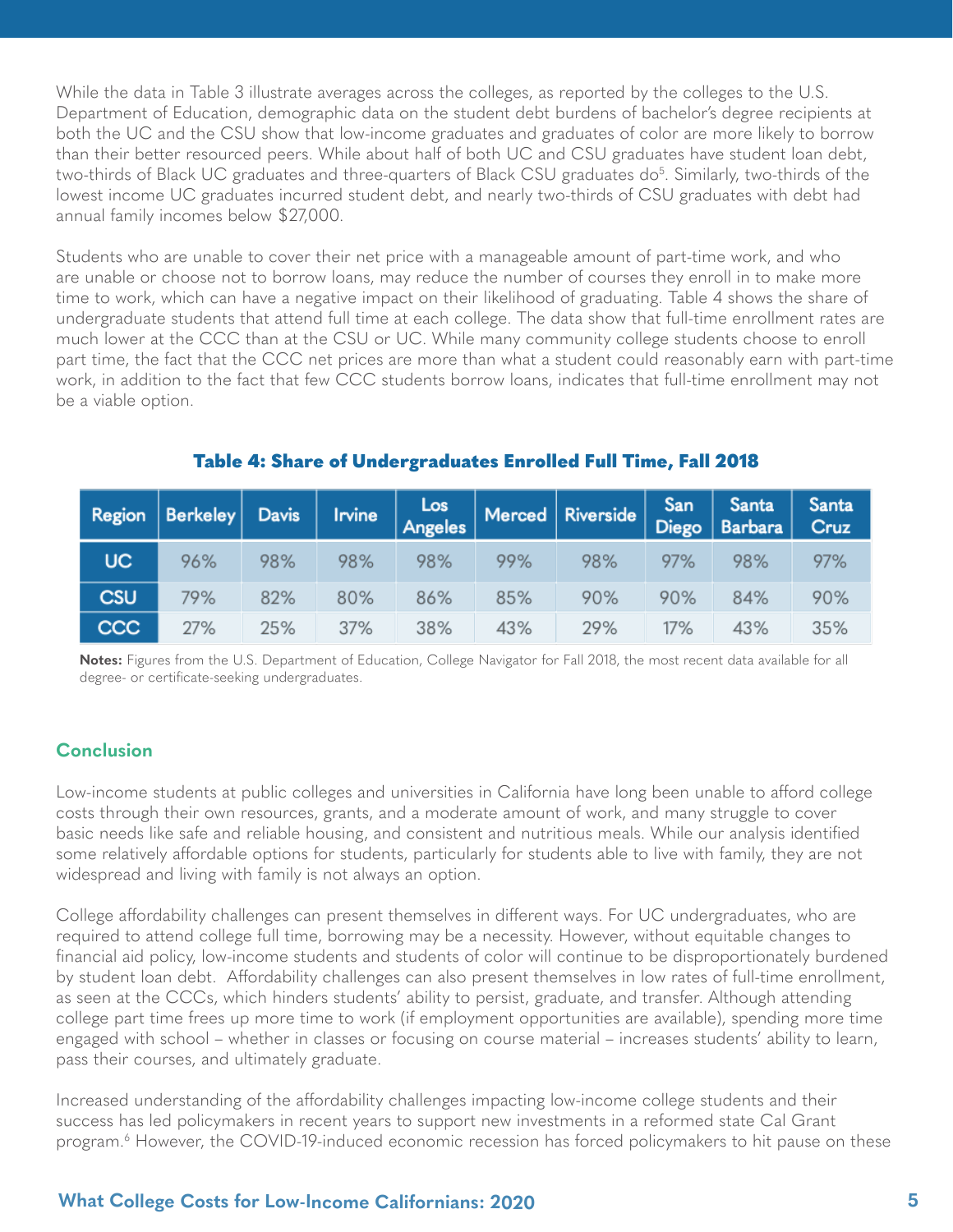While the data in Table 3 illustrate averages across the colleges, as reported by the colleges to the U.S. Department of Education, demographic data on the student debt burdens of bachelor's degree recipients at both the UC and the CSU show that low-income graduates and graduates of color are more likely to borrow than their better resourced peers. While about half of both UC and CSU graduates have student loan debt, two-thirds of Black UC graduates and three-quarters of Black CSU graduates do[5]. Similarly, two-thirds of the lowest income UC graduates incurred student debt, and nearly two-thirds of CSU graduates with debt had annual family incomes below $27,000.

Students who are unable to cover their net price with a manageable amount of part-time work, and who are unable or choose not to borrow loans, may reduce the number of courses they enroll in to make more time to work, which can have a negative impact on their likelihood of graduating. Table 4 shows the share of undergraduate students that attend full time at each college. The data show that full-time enrollment rates are much lower at the CCC than at the CSU or UC. While many community college students choose to enroll part time, the fact that the CCC net prices are more than what a student could reasonably earn with part-time work, in addition to the fact that few CCC students borrow loans, indicates that full-time enrollment may not be a viable option.

### Table 4: Share of Undergraduates Enrolled Full Time, Fall 2018

| Region | Berkeley | Davis | Irvine | Los Angeles | Merced | Riverside | San Diego | Santa Barbara | Santa Cruz |
|---|---|---|---|---|---|---|---|---|---|
| UC | 96% | 98% | 98% | 98% | 99% | 98% | 97% | 98% | 97% |
| CSU | 79% | 82% | 80% | 86% | 85% | 90% | 90% | 84% | 90% |
| CCC | 27% | 25% | 37% | 38% | 43% | 29% | 17% | 43% | 35% |

**Notes:** Figures from the U.S. Department of Education, College Navigator for Fall 2018, the most recent data available for all degree- or certificate-seeking undergraduates.

## Conclusion

Low-income students at public colleges and universities in California have long been unable to afford college costs through their own resources, grants, and a moderate amount of work, and many struggle to cover basic needs like safe and reliable housing, and consistent and nutritious meals. While our analysis identified some relatively affordable options for students, particularly for students able to live with family, they are not widespread and living with family is not always an option.

College affordability challenges can present themselves in different ways. For UC undergraduates, who are required to attend college full time, borrowing may be a necessity. However, without equitable changes to financial aid policy, low-income students and students of color will continue to be disproportionately burdened by student loan debt. Affordability challenges can also present themselves in low rates of full-time enrollment, as seen at the CCCs, which hinders students' ability to persist, graduate, and transfer. Although attending college part time frees up more time to work (if employment opportunities are available), spending more time engaged with school – whether in classes or focusing on course material – increases students' ability to learn, pass their courses, and ultimately graduate.

Increased understanding of the affordability challenges impacting low-income college students and their success has led policymakers in recent years to support new investments in a reformed state Cal Grant program.[6] However, the COVID-19-induced economic recession has forced policymakers to hit pause on these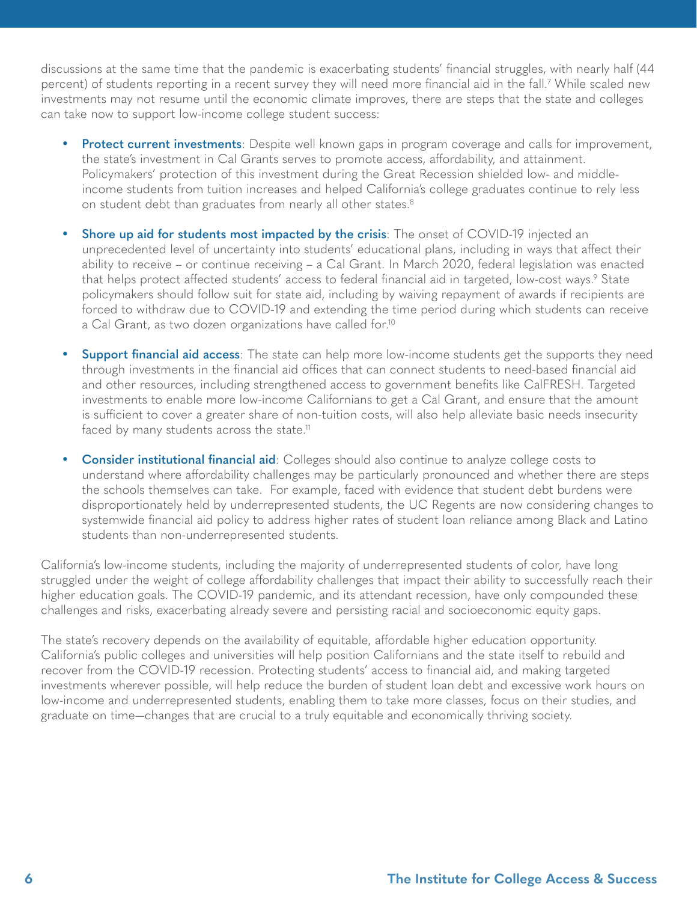discussions at the same time that the pandemic is exacerbating students' financial struggles, with nearly half (44 percent) of students reporting in a recent survey they will need more financial aid in the fall.[7] While scaled new investments may not resume until the economic climate improves, there are steps that the state and colleges can take now to support low-income college student success:

- **Protect current investments**: Despite well known gaps in program coverage and calls for improvement, the state's investment in Cal Grants serves to promote access, affordability, and attainment. Policymakers' protection of this investment during the Great Recession shielded low- and middle-income students from tuition increases and helped California's college graduates continue to rely less on student debt than graduates from nearly all other states.[8]

- **Shore up aid for students most impacted by the crisis**: The onset of COVID-19 injected an unprecedented level of uncertainty into students' educational plans, including in ways that affect their ability to receive – or continue receiving – a Cal Grant. In March 2020, federal legislation was enacted that helps protect affected students' access to federal financial aid in targeted, low-cost ways.[9] State policymakers should follow suit for state aid, including by waiving repayment of awards if recipients are forced to withdraw due to COVID-19 and extending the time period during which students can receive a Cal Grant, as two dozen organizations have called for.[10]

- **Support financial aid access**: The state can help more low-income students get the supports they need through investments in the financial aid offices that can connect students to need-based financial aid and other resources, including strengthened access to government benefits like CalFRESH. Targeted investments to enable more low-income Californians to get a Cal Grant, and ensure that the amount is sufficient to cover a greater share of non-tuition costs, will also help alleviate basic needs insecurity faced by many students across the state.[11]

- **Consider institutional financial aid**: Colleges should also continue to analyze college costs to understand where affordability challenges may be particularly pronounced and whether there are steps the schools themselves can take. For example, faced with evidence that student debt burdens were disproportionately held by underrepresented students, the UC Regents are now considering changes to systemwide financial aid policy to address higher rates of student loan reliance among Black and Latino students than non-underrepresented students.

California's low-income students, including the majority of underrepresented students of color, have long struggled under the weight of college affordability challenges that impact their ability to successfully reach their higher education goals. The COVID-19 pandemic, and its attendant recession, have only compounded these challenges and risks, exacerbating already severe and persisting racial and socioeconomic equity gaps.

The state's recovery depends on the availability of equitable, affordable higher education opportunity. California's public colleges and universities will help position Californians and the state itself to rebuild and recover from the COVID-19 recession. Protecting students' access to financial aid, and making targeted investments wherever possible, will help reduce the burden of student loan debt and excessive work hours on low-income and underrepresented students, enabling them to take more classes, focus on their studies, and graduate on time—changes that are crucial to a truly equitable and economically thriving society.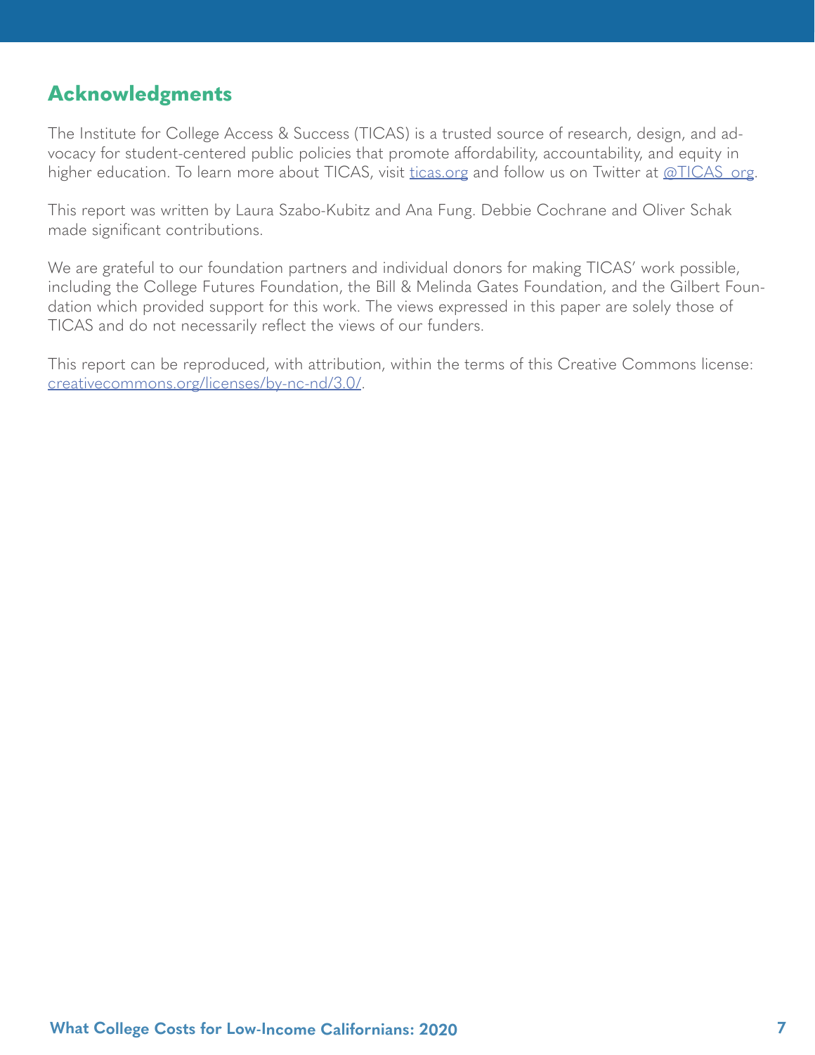## Acknowledgments

The Institute for College Access & Success (TICAS) is a trusted source of research, design, and advocacy for student-centered public policies that promote affordability, accountability, and equity in higher education. To learn more about TICAS, visit ticas.org and follow us on Twitter at @TICAS_org.

This report was written by Laura Szabo-Kubitz and Ana Fung. Debbie Cochrane and Oliver Schak made significant contributions.

We are grateful to our foundation partners and individual donors for making TICAS' work possible, including the College Futures Foundation, the Bill & Melinda Gates Foundation, and the Gilbert Foundation which provided support for this work. The views expressed in this paper are solely those of TICAS and do not necessarily reflect the views of our funders.

This report can be reproduced, with attribution, within the terms of this Creative Commons license: creativecommons.org/licenses/by-nc-nd/3.0/.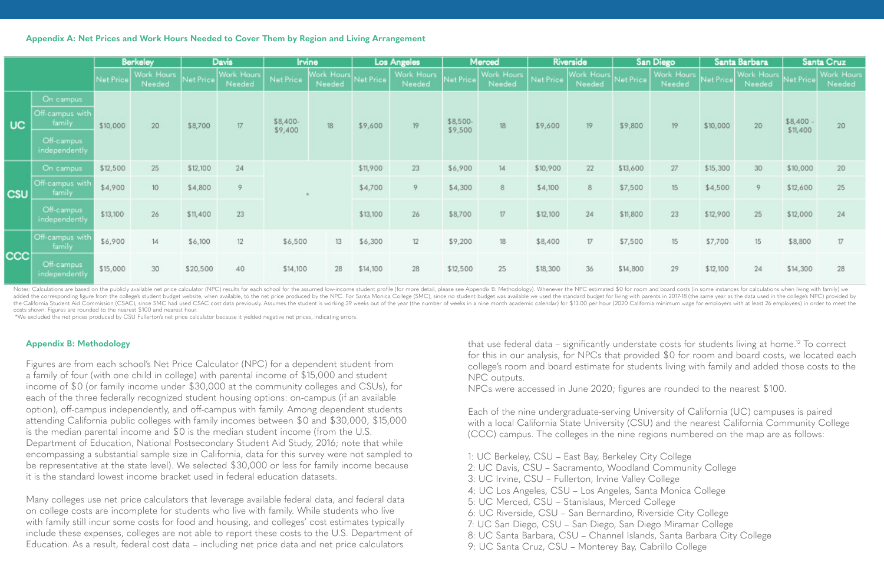### Appendix A: Net Prices and Work Hours Needed to Cover Them by Region and Living Arrangement

| | | Berkeley | | Davis | | Irvine | | Los Angeles | | Merced | | Riverside | | San Diego | | Santa Barbara | | Santa Cruz | |
|---|---|---|---|---|---|---|---|---|---|---|---|---|---|---|---|---|---|---|---|
| | | Net Price | Work Hours Needed | Net Price | Work Hours Needed | Net Price | Work Hours Needed | Net Price | Work Hours Needed | Net Price | Work Hours Needed | Net Price | Work Hours Needed | Net Price | Work Hours Needed | Net Price | Work Hours Needed | Net Price | Work Hours Needed |
| UC | On campus / Off-campus with family / Off-campus independently | $10,000 | 20 | $8,700 | 17 | $8,400-$9,400 | 18 | $9,600 | 19 | $8,500-$9,500 | 18 | $9,600 | 19 | $9,800 | 19 | $10,000 | 20 | $8,400 - $11,400 | 20 |
| CSU | On campus | $12,500 | 25 | $12,100 | 24 | * | | $11,900 | 23 | $6,900 | 14 | $10,900 | 22 | $13,600 | 27 | $15,300 | 30 | $10,000 | 20 |
| | Off-campus with family | $4,900 | 10 | $4,800 | 9 | | | $4,700 | 9 | $4,300 | 8 | $4,100 | 8 | $7,500 | 15 | $4,500 | 9 | $12,600 | 25 |
| | Off-campus independently | $13,100 | 26 | $11,400 | 23 | | | $13,100 | 26 | $8,700 | 17 | $12,100 | 24 | $11,800 | 23 | $12,900 | 25 | $12,000 | 24 |
| CCC | Off-campus with family | $6,900 | 14 | $6,100 | 12 | $6,500 | 13 | $6,300 | 12 | $9,200 | 18 | $8,400 | 17 | $7,500 | 15 | $7,700 | 15 | $8,800 | 17 |
| | Off-campus independently | $15,000 | 30 | $20,500 | 40 | $14,100 | 28 | $14,100 | 28 | $12,500 | 25 | $18,300 | 36 | $14,800 | 29 | $12,100 | 24 | $14,300 | 28 |

Notes: Calculations are based on the publicly available net price calculator (NPC) results for each school for the assumed low-income student profile (for more detail, please see Appendix B: Methodology). Whenever the NPC estimated $0 for room and board costs (in some instances for calculations when living with family) we added the corresponding figure from the college's student budget website, when available, to the net price produced by the NPC. For Santa Monica College (SMC), since no student budget was available we used the standard budget for living with parents in 2017-18 (the same year as the data used in the college's NPC) provided by the California Student Aid Commission (CSAC), since SMC had used CSAC cost data previously. Assumes the student is working 39 weeks out of the year (the number of weeks in a nine month academic calendar) for $13.00 per hour (2020 California minimum wage for employers with at least 26 employees) in order to meet the costs shown. Figures are rounded to the nearest $100 and nearest hour.
*We excluded the net prices produced by CSU Fullerton's net price calculator because it yielded negative net prices, indicating errors.

### Appendix B: Methodology

Figures are from each school's Net Price Calculator (NPC) for a dependent student from a family of four (with one child in college) with parental income of $15,000 and student income of $0 (or family income under $30,000 at the community colleges and CSUs), for each of the three federally recognized student housing options: on-campus (if an available option), off-campus independently, and off-campus with family. Among dependent students attending California public colleges with family incomes between $0 and $30,000, $15,000 is the median parental income and $0 is the median student income (from the U.S. Department of Education, National Postsecondary Student Aid Study, 2016; note that while encompassing a substantial sample size in California, data for this survey were not sampled to be representative at the state level). We selected $30,000 or less for family income because it is the standard lowest income bracket used in federal education datasets.

Many colleges use net price calculators that leverage available federal data, and federal data on college costs are incomplete for students who live with family. While students who live with family still incur some costs for food and housing, and colleges' cost estimates typically include these expenses, colleges are not able to report these costs to the U.S. Department of Education. As a result, federal cost data – including net price data and net price calculators that use federal data – significantly understate costs for students living at home.[12] To correct for this in our analysis, for NPCs that provided $0 for room and board costs, we located each college's room and board estimate for students living with family and added those costs to the NPC outputs.

NPCs were accessed in June 2020; figures are rounded to the nearest $100.

Each of the nine undergraduate-serving University of California (UC) campuses is paired with a local California State University (CSU) and the nearest California Community College (CCC) campus. The colleges in the nine regions numbered on the map are as follows:

1: UC Berkeley, CSU – East Bay, Berkeley City College
2: UC Davis, CSU – Sacramento, Woodland Community College
3: UC Irvine, CSU – Fullerton, Irvine Valley College
4: UC Los Angeles, CSU – Los Angeles, Santa Monica College
5: UC Merced, CSU – Stanislaus, Merced College
6: UC Riverside, CSU – San Bernardino, Riverside City College
7: UC San Diego, CSU – San Diego, San Diego Miramar College
8: UC Santa Barbara, CSU – Channel Islands, Santa Barbara City College
9: UC Santa Cruz, CSU – Monterey Bay, Cabrillo College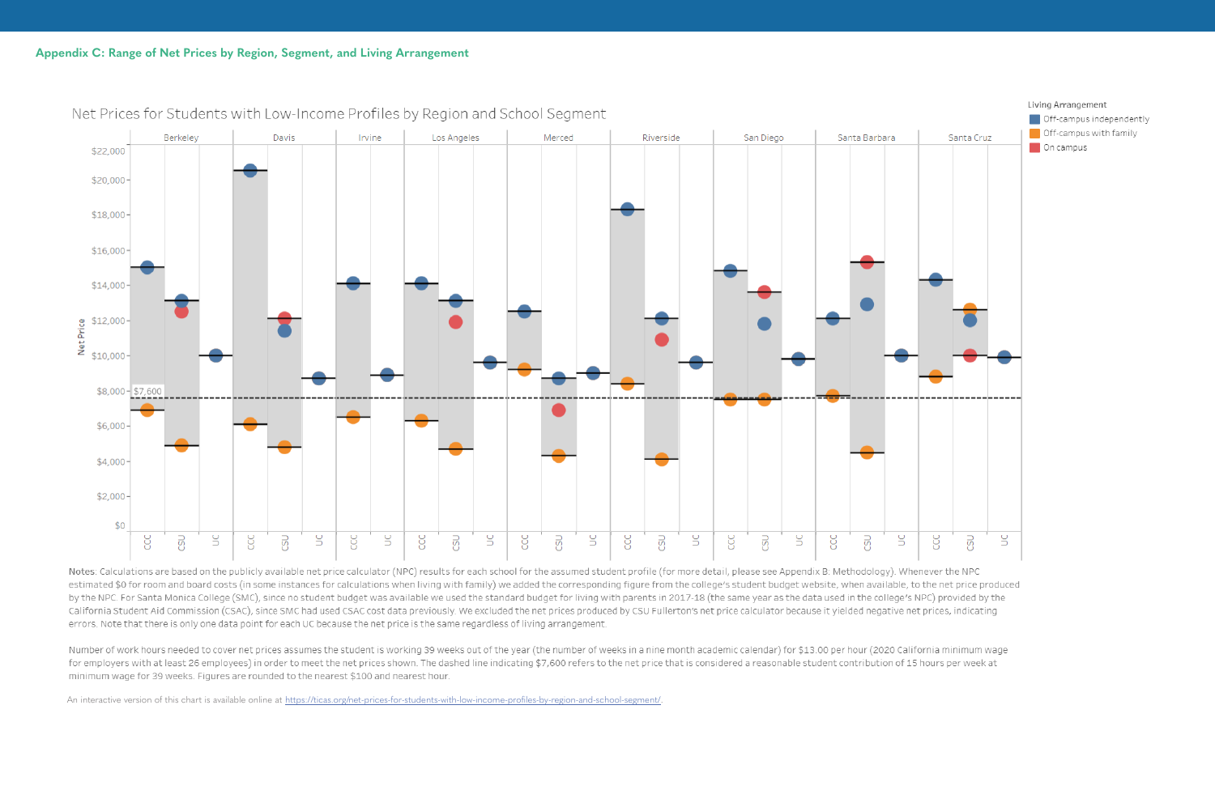## Appendix C: Range of Net Prices by Region, Segment, and Living Arrangement

Net Prices for Students with Low-Income Profiles by Region and School Segment

Notes: Calculations are based on the publicly available net price calculator (NPC) results for each school for the assumed student profile (for more detail, please see Appendix B: Methodology). Whenever the NPC estimated $0 for room and board costs (in some instances for calculations when living with family) we added the corresponding figure from the college's student budget website, when available, to the net price produced by the NPC. For Santa Monica College (SMC), since no student budget was available we used the standard budget for living with parents in 2017-18 (the same year as the data used in the college's NPC) provided by the California Student Aid Commission (CSAC), since SMC had used CSAC cost data previously. We excluded the net prices produced by CSU Fullerton's net price calculator because it yielded negative net prices, indicating errors. Note that there is only one data point for each UC because the net price is the same regardless of living arrangement.

Number of work hours needed to cover net prices assumes the student is working 39 weeks out of the year (the number of weeks in a nine month academic calendar) for $13.00 per hour (2020 California minimum wage for employers with at least 26 employees) in order to meet the net prices shown. The dashed line indicating $7,600 refers to the net price that is considered a reasonable student contribution of 15 hours per week at minimum wage for 39 weeks. Figures are rounded to the nearest $100 and nearest hour.

An interactive version of this chart is available online at https://ticas.org/net-prices-for-students-with-low-income-profiles-by-region-and-school-segment/.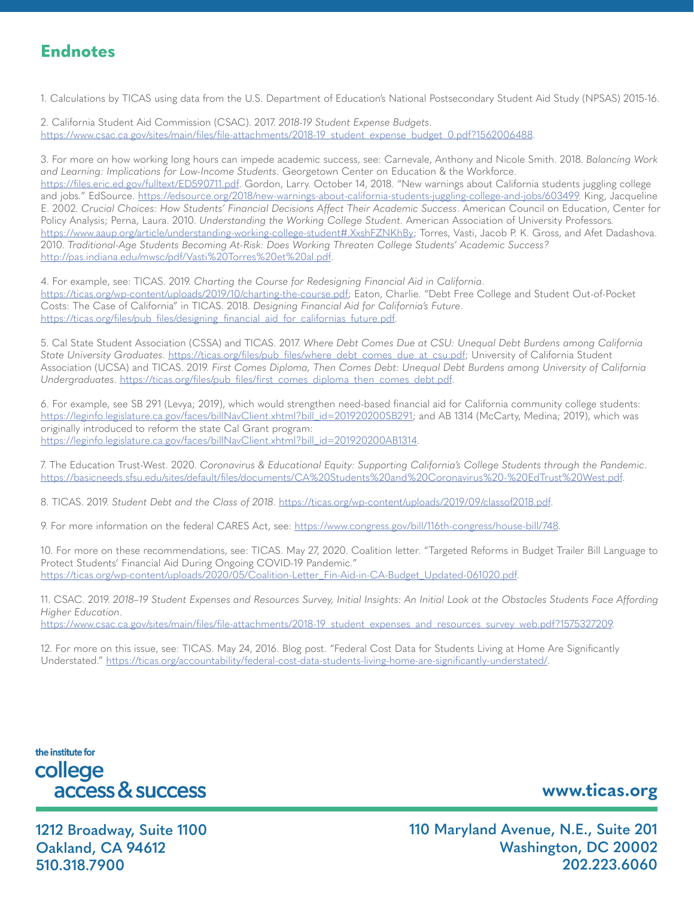## Endnotes

1. Calculations by TICAS using data from the U.S. Department of Education's National Postsecondary Student Aid Study (NPSAS) 2015-16.

2. California Student Aid Commission (CSAC). 2017. *2018-19 Student Expense Budgets*. https://www.csac.ca.gov/sites/main/files/file-attachments/2018-19_student_expense_budget_0.pdf?1562006488.

3. For more on how working long hours can impede academic success, see: Carnevale, Anthony and Nicole Smith. 2018. *Balancing Work and Learning: Implications for Low-Income Students*. Georgetown Center on Education & the Workforce. https://files.eric.ed.gov/fulltext/ED590711.pdf. Gordon, Larry. October 14, 2018. "New warnings about California students juggling college and jobs." EdSource. https://edsource.org/2018/new-warnings-about-california-students-juggling-college-and-jobs/603499. King, Jacqueline E. 2002. *Crucial Choices: How Students' Financial Decisions Affect Their Academic Success*. American Council on Education, Center for Policy Analysis; Perna, Laura. 2010. *Understanding the Working College Student*. American Association of University Professors. https://www.aaup.org/article/understanding-working-college-student#.XxshFZNKhBy; Torres, Vasti, Jacob P. K. Gross, and Afet Dadashova. 2010. *Traditional-Age Students Becoming At-Risk: Does Working Threaten College Students' Academic Success?* http://pas.indiana.edu/mwsc/pdf/Vasti%20Torres%20et%20al.pdf.

4. For example, see: TICAS. 2019. *Charting the Course for Redesigning Financial Aid in California*. https://ticas.org/wp-content/uploads/2019/10/charting-the-course.pdf; Eaton, Charlie. "Debt Free College and Student Out-of-Pocket Costs: The Case of California" in TICAS. 2018. *Designing Financial Aid for California's Future*. https://ticas.org/files/pub_files/designing_financial_aid_for_californias_future.pdf.

5. Cal State Student Association (CSSA) and TICAS. 2017. *Where Debt Comes Due at CSU: Unequal Debt Burdens among California State University Graduates*. https://ticas.org/files/pub_files/where_debt_comes_due_at_csu.pdf; University of California Student Association (UCSA) and TICAS. 2019. *First Comes Diploma, Then Comes Debt: Unequal Debt Burdens among University of California Undergraduates*. https://ticas.org/files/pub_files/first_comes_diploma_then_comes_debt.pdf.

6. For example, see SB 291 (Levya; 2019), which would strengthen need-based financial aid for California community college students: https://leginfo.legislature.ca.gov/faces/billNavClient.xhtml?bill_id=201920200SB291; and AB 1314 (McCarty, Medina; 2019), which was originally introduced to reform the state Cal Grant program: https://leginfo.legislature.ca.gov/faces/billNavClient.xhtml?bill_id=201920200AB1314.

7. The Education Trust-West. 2020. *Coronavirus & Educational Equity: Supporting California's College Students through the Pandemic*. https://basicneeds.sfsu.edu/sites/default/files/documents/CA%20Students%20and%20Coronavirus%20-%20EdTrust%20West.pdf.

8. TICAS. 2019. *Student Debt and the Class of 2018*. https://ticas.org/wp-content/uploads/2019/09/classof2018.pdf.

9. For more information on the federal CARES Act, see: https://www.congress.gov/bill/116th-congress/house-bill/748.

10. For more on these recommendations, see: TICAS. May 27, 2020. Coalition letter. "Targeted Reforms in Budget Trailer Bill Language to Protect Students' Financial Aid During Ongoing COVID-19 Pandemic." https://ticas.org/wp-content/uploads/2020/05/Coalition-Letter_Fin-Aid-in-CA-Budget_Updated-061020.pdf.

11. CSAC. 2019. *2018–19 Student Expenses and Resources Survey, Initial Insights: An Initial Look at the Obstacles Students Face Affording Higher Education*. https://www.csac.ca.gov/sites/main/files/file-attachments/2018-19_student_expenses_and_resources_survey_web.pdf?1575327209.

12. For more on this issue, see: TICAS. May 24, 2016. Blog post. "Federal Cost Data for Students Living at Home Are Significantly Understated." https://ticas.org/accountability/federal-cost-data-students-living-home-are-significantly-understated/.

the institute for college access & success

www.ticas.org

1212 Broadway, Suite 1100
Oakland, CA 94612
510.318.7900

110 Maryland Avenue, N.E., Suite 201
Washington, DC 20002
202.223.6060